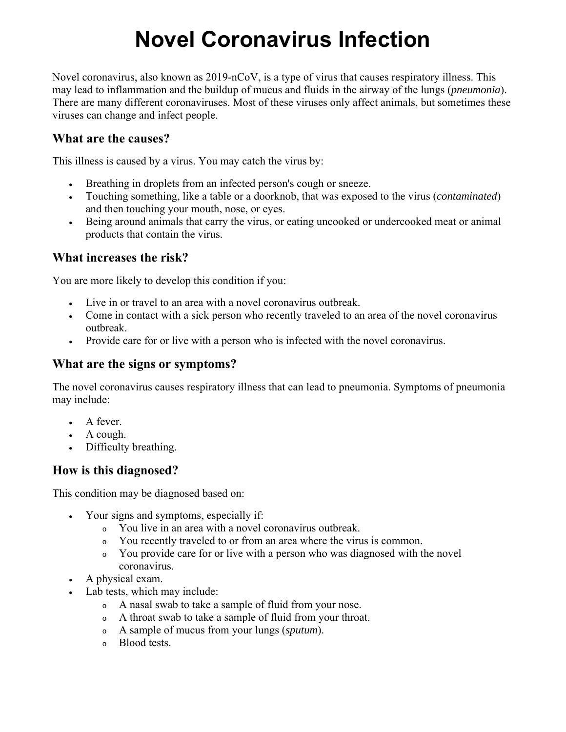# Novel Coronavirus Infection

Novel coronavirus, also known as 2019-nCoV, is a type of virus that causes respiratory illness. This may lead to inflammation and the buildup of mucus and fluids in the airway of the lungs (*pneumonia*). There are many different coronaviruses. Most of these viruses only affect animals, but sometimes these viruses can change and infect people.

## What are the causes?

This illness is caused by a virus. You may catch the virus by:

- Breathing in droplets from an infected person's cough or sneeze.
- Touching something, like a table or a doorknob, that was exposed to the virus (*contaminated*) and then touching your mouth, nose, or eyes.
- Being around animals that carry the virus, or eating uncooked or undercooked meat or animal products that contain the virus.

## What increases the risk?

You are more likely to develop this condition if you:

- Live in or travel to an area with a novel coronavirus outbreak.
- Come in contact with a sick person who recently traveled to an area of the novel coronavirus outbreak.
- Provide care for or live with a person who is infected with the novel coronavirus.

## What are the signs or symptoms?

The novel coronavirus causes respiratory illness that can lead to pneumonia. Symptoms of pneumonia may include:

- A fever.
- A cough.
- Difficulty breathing.

## How is this diagnosed?

This condition may be diagnosed based on:

- Your signs and symptoms, especially if:
  - You live in an area with a novel coronavirus outbreak.
  - You recently traveled to or from an area where the virus is common.
  - You provide care for or live with a person who was diagnosed with the novel coronavirus.
- A physical exam.
- Lab tests, which may include:
  - A nasal swab to take a sample of fluid from your nose.
  - A throat swab to take a sample of fluid from your throat.
  - A sample of mucus from your lungs (*sputum*).
  - Blood tests.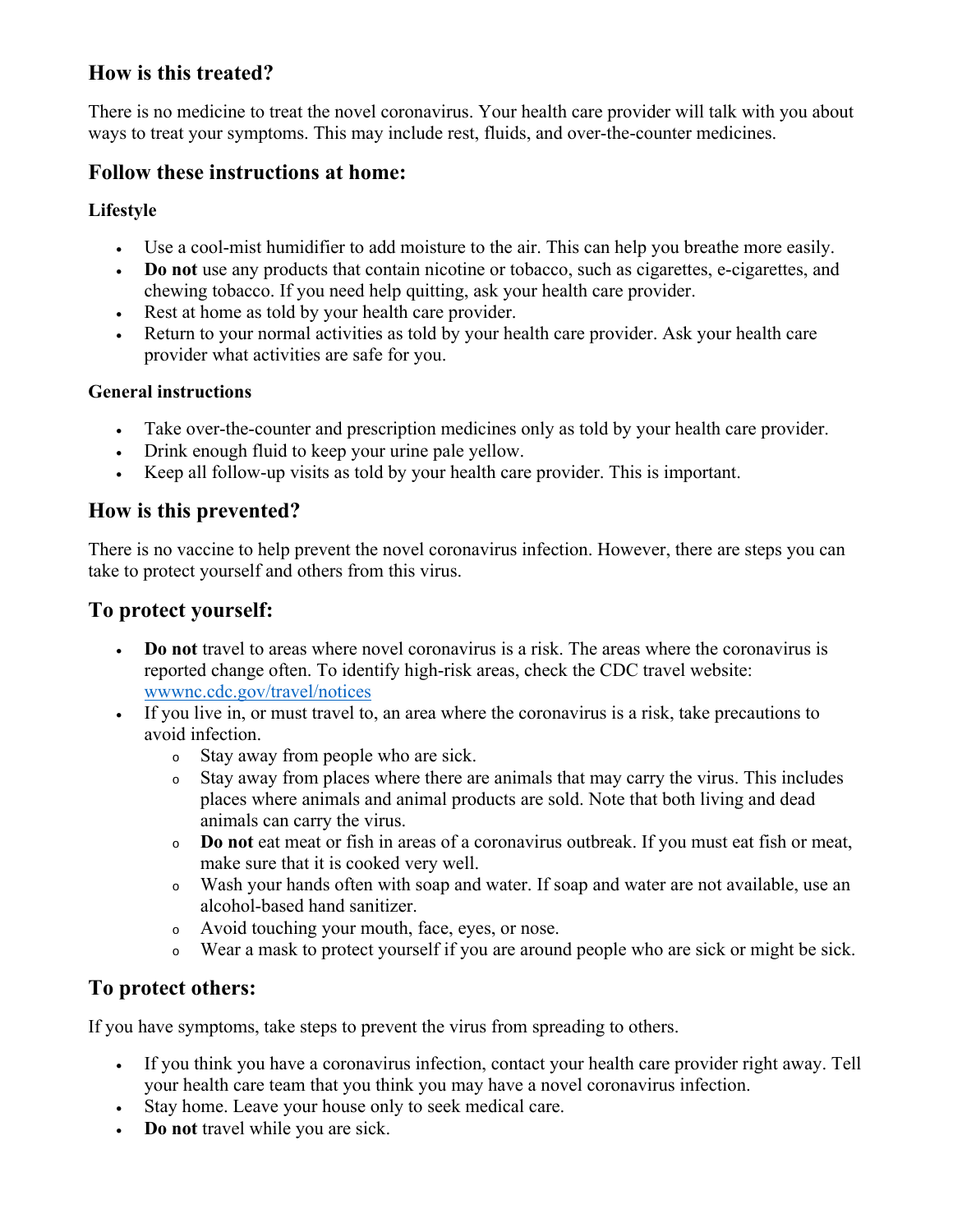## How is this treated?

There is no medicine to treat the novel coronavirus. Your health care provider will talk with you about ways to treat your symptoms. This may include rest, fluids, and over-the-counter medicines.

## Follow these instructions at home:

### Lifestyle

- Use a cool-mist humidifier to add moisture to the air. This can help you breathe more easily.
- **Do not** use any products that contain nicotine or tobacco, such as cigarettes, e-cigarettes, and chewing tobacco. If you need help quitting, ask your health care provider.
- Rest at home as told by your health care provider.
- Return to your normal activities as told by your health care provider. Ask your health care provider what activities are safe for you.

### General instructions

- Take over-the-counter and prescription medicines only as told by your health care provider.
- Drink enough fluid to keep your urine pale yellow.
- Keep all follow-up visits as told by your health care provider. This is important.

## How is this prevented?

There is no vaccine to help prevent the novel coronavirus infection. However, there are steps you can take to protect yourself and others from this virus.

## To protect yourself:

- **Do not** travel to areas where novel coronavirus is a risk. The areas where the coronavirus is reported change often. To identify high-risk areas, check the CDC travel website: [wwwnc.cdc.gov/travel/notices](wwwnc.cdc.gov/travel/notices)
- If you live in, or must travel to, an area where the coronavirus is a risk, take precautions to avoid infection.
    - Stay away from people who are sick.
    - Stay away from places where there are animals that may carry the virus. This includes places where animals and animal products are sold. Note that both living and dead animals can carry the virus.
    - **Do not** eat meat or fish in areas of a coronavirus outbreak. If you must eat fish or meat, make sure that it is cooked very well.
    - Wash your hands often with soap and water. If soap and water are not available, use an alcohol-based hand sanitizer.
    - Avoid touching your mouth, face, eyes, or nose.
    - Wear a mask to protect yourself if you are around people who are sick or might be sick.

## To protect others:

If you have symptoms, take steps to prevent the virus from spreading to others.

- If you think you have a coronavirus infection, contact your health care provider right away. Tell your health care team that you think you may have a novel coronavirus infection.
- Stay home. Leave your house only to seek medical care.
- **Do not** travel while you are sick.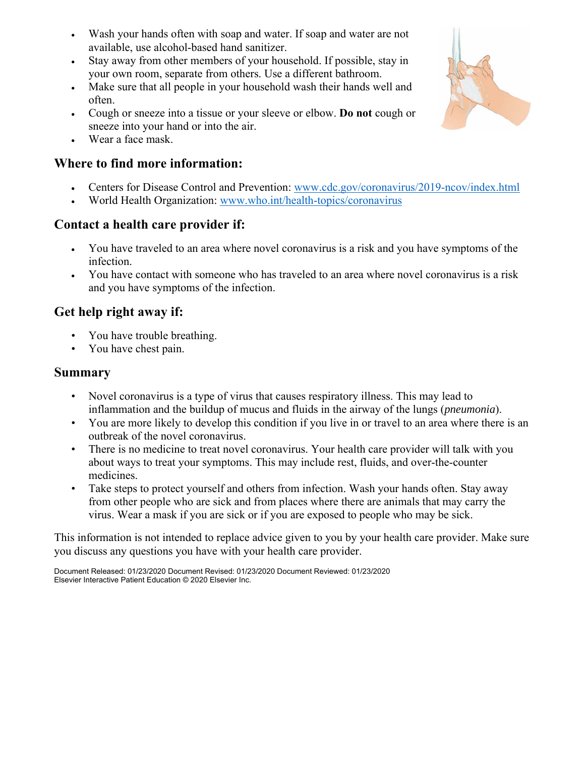- Wash your hands often with soap and water. If soap and water are not available, use alcohol-based hand sanitizer.
- Stay away from other members of your household. If possible, stay in your own room, separate from others. Use a different bathroom.
- Make sure that all people in your household wash their hands well and often.
- Cough or sneeze into a tissue or your sleeve or elbow. **Do not** cough or sneeze into your hand or into the air.
- Wear a face mask.

## Where to find more information:

- Centers for Disease Control and Prevention: [www.cdc.gov/coronavirus/2019-ncov/index.html](www.cdc.gov/coronavirus/2019-ncov/index.html)
- World Health Organization: [www.who.int/health-topics/coronavirus](www.who.int/health-topics/coronavirus)

## Contact a health care provider if:

- You have traveled to an area where novel coronavirus is a risk and you have symptoms of the infection.
- You have contact with someone who has traveled to an area where novel coronavirus is a risk and you have symptoms of the infection.

## Get help right away if:

- You have trouble breathing.
- You have chest pain.

## Summary

- Novel coronavirus is a type of virus that causes respiratory illness. This may lead to inflammation and the buildup of mucus and fluids in the airway of the lungs (*pneumonia*).
- You are more likely to develop this condition if you live in or travel to an area where there is an outbreak of the novel coronavirus.
- There is no medicine to treat novel coronavirus. Your health care provider will talk with you about ways to treat your symptoms. This may include rest, fluids, and over-the-counter medicines.
- Take steps to protect yourself and others from infection. Wash your hands often. Stay away from other people who are sick and from places where there are animals that may carry the virus. Wear a mask if you are sick or if you are exposed to people who may be sick.

This information is not intended to replace advice given to you by your health care provider. Make sure you discuss any questions you have with your health care provider.

Document Released: 01/23/2020 Document Revised: 01/23/2020 Document Reviewed: 01/23/2020
Elsevier Interactive Patient Education © 2020 Elsevier Inc.